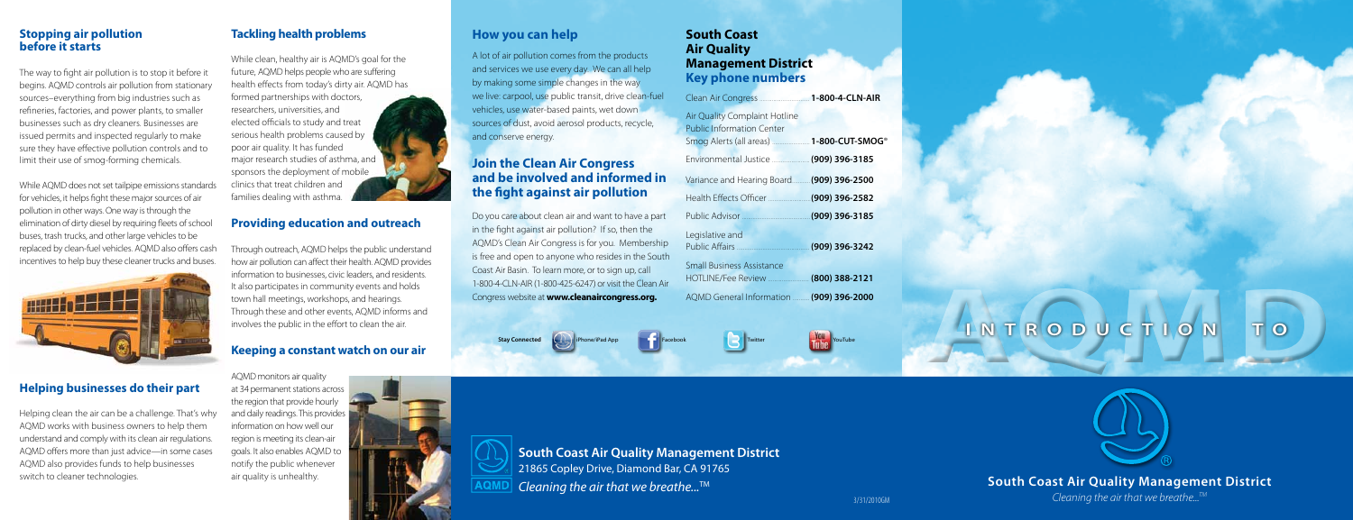## Stopping air pollution before it starts

The way to fight air pollution is to stop it before it begins. AQMD controls air pollution from stationary sources–everything from big industries such as refineries, factories, and power plants, to smaller businesses such as dry cleaners. Businesses are issued permits and inspected regularly to make sure they have effective pollution controls and to limit their use of smog-forming chemicals.

While AQMD does not set tailpipe emissions standards for vehicles, it helps fight these major sources of air pollution in other ways. One way is through the elimination of dirty diesel by requiring fleets of school buses, trash trucks, and other large vehicles to be replaced by clean-fuel vehicles. AQMD also offers cash incentives to help buy these cleaner trucks and buses.

## Helping businesses do their part

Helping clean the air can be a challenge. That's why AQMD works with business owners to help them understand and comply with its clean air regulations. AQMD offers more than just advice—in some cases AQMD also provides funds to help businesses switch to cleaner technologies.

## Tackling health problems

While clean, healthy air is AQMD's goal for the future, AQMD helps people who are suffering health effects from today's dirty air. AQMD has formed partnerships with doctors, researchers, universities, and elected officials to study and treat serious health problems caused by poor air quality. It has funded major research studies of asthma, and sponsors the deployment of mobile clinics that treat children and families dealing with asthma.

## Providing education and outreach

Through outreach, AQMD helps the public understand how air pollution can affect their health. AQMD provides information to businesses, civic leaders, and residents. It also participates in community events and holds town hall meetings, workshops, and hearings. Through these and other events, AQMD informs and involves the public in the effort to clean the air.

## Keeping a constant watch on our air

AQMD monitors air quality at 34 permanent stations across the region that provide hourly and daily readings. This provides information on how well our region is meeting its clean-air goals. It also enables AQMD to notify the public whenever air quality is unhealthy.

## How you can help

A lot of air pollution comes from the products and services we use every day. We can all help by making some simple changes in the way we live: carpool, use public transit, drive clean-fuel vehicles, use water-based paints, wet down sources of dust, avoid aerosol products, recycle, and conserve energy.

## Join the Clean Air Congress and be involved and informed in the fight against air pollution

Do you care about clean air and want to have a part in the fight against air pollution? If so, then the AQMD's Clean Air Congress is for you. Membership is free and open to anyone who resides in the South Coast Air Basin. To learn more, or to sign up, call 1-800-4-CLN-AIR (1-800-425-6247) or visit the Clean Air Congress website at **www.cleanaircongress.org.**

## South Coast Air Quality Management District Key phone numbers

| | |
|---|---|
| Clean Air Congress | **1-800-4-CLN-AIR** |
| Air Quality Complaint Hotline<br>Public Information Center<br>Smog Alerts (all areas) | **1-800-CUT-SMOG®** |
| Environmental Justice | **(909) 396-3185** |
| Variance and Hearing Board | **(909) 396-2500** |
| Health Effects Officer | **(909) 396-2582** |
| Public Advisor | **(909) 396-3185** |
| Legislative and Public Affairs | **(909) 396-3242** |
| Small Business Assistance HOTLINE/Fee Review | **(800) 388-2121** |
| AQMD General Information | **(909) 396-2000** |

**Stay Connected** iPhone/iPad App Facebook Twitter YouTube

**South Coast Air Quality Management District**
21865 Copley Drive, Diamond Bar, CA 91765
AQMD *Cleaning the air that we breathe...™*

3/31/2010GM

# INTRODUCTION TO AQMD

**South Coast Air Quality Management District**
*Cleaning the air that we breathe...™*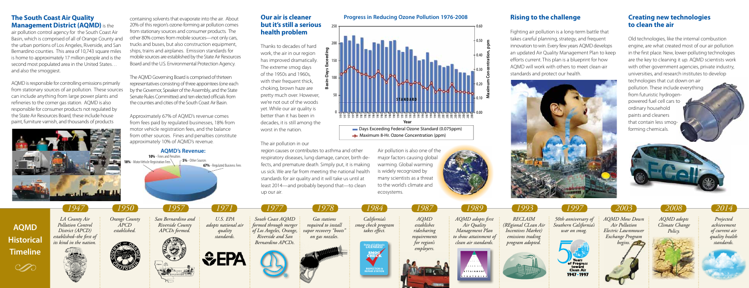## The South Coast Air Quality Management District (AQMD)

**The South Coast Air Quality Management District (AQMD)** is the air pollution control agency for the South Coast Air Basin, which is comprised of all of Orange County and the urban portions of Los Angeles, Riverside, and San Bernardino counties. This area of 10,743 square miles is home to approximately 17 million people and is the second most populated area in the United States… and also the smoggiest.

AQMD is responsible for controlling emissions primarily from stationary sources of air pollution. These sources can include anything from large power plants and refineries to the corner gas station. AQMD is also responsible for consumer products not regulated by the State Air Resources Board; these include house paint, furniture varnish, and thousands of products containing solvents that evaporate into the air. About 20% of this region's ozone-forming air pollution comes from stationary sources and consumer products. The other 80% comes from mobile sources—not only cars, trucks and buses, but also construction equipment, ships, trains and airplanes. Emission standards for mobile sources are established by the State Air Resources Board and the U.S. Environmental Protection Agency.

The AQMD Governing Board is comprised of thirteen representatives consisting of three appointees (one each by the Governor, Speaker of the Assembly, and the State Senate Rules Committee) and ten elected officials from the counties and cities of the South Coast Air Basin.

Approximately 67% of AQMD's revenue comes from fees paid by regulated businesses, 18% from motor vehicle registration fees, and the balance from other sources. Fines and penalties constitute approximately 10% of AQMD's revenue.

**AQMD's Revenue:**

10% – Fines and Penalties
5% – Other Sources
18% – Motor Vehicle Registration Fees
67% – Regulated Business Fees

## Our air is cleaner but it's still a serious health problem

Thanks to decades of hard work, the air in our region has improved dramatically. The extreme smog days of the 1950s and 1960s, with their frequent thick, choking, brown haze are pretty much over. However, we're not out of the woods yet. While our air quality is better than it has been in decades, it is still among the worst in the nation.

The air pollution in our region causes or contributes to asthma and other respiratory diseases, lung damage, cancer, birth defects, and premature death. Simply put, it is making us sick. We are far from meeting the national health standards for air quality and it will take us until at least 2014—and probably beyond that—to clean up our air.

Air pollution is also one of the major factors causing global warming. Global warming is widely recognized by many scientists as a threat to the world's climate and ecosystems.

**Progress in Reducing Ozone Pollution 1976-2008**

Basin-Days Exceeding
Maximum Concentration, ppm
STANDARD
Year
Days Exceeding Federal Ozone Standard (0.075ppm)
Maximum 8-Hr. Ozone Concentration (ppm)

## Rising to the challenge

Fighting air pollution is a long-term battle that takes careful planning, strategy, and frequent innovation to win. Every few years AQMD develops an updated Air Quality Management Plan to keep efforts current. This plan is a blueprint for how AQMD will work with others to meet clean-air standards and protect our health.

## Creating new technologies to clean the air

Old technologies, like the internal combustion engine, are what created most of our air pollution in the first place. New, lower-polluting technologies are the key to cleaning it up. AQMD scientists work with other government agencies, private industry, universities, and research institutes to develop technologies that cut down on air pollution. These include everything from futuristic hydrogen-powered fuel cell cars to ordinary household paints and cleaners that contain less smog-forming chemicals.

## AQMD Historical Timeline

- *1947* — *LA County Air Pollution Control District (APCD) established–the first of its kind in the nation.*
- *1950* — *Orange County APCD established.*
- *1957* — *San Bernardino and Riverside County APCDs formed.*
- *1971* — *U.S. EPA adopts national air quality standards.*
- *1977* — *South Coast AQMD formed through merger of Los Angeles, Orange, Riverside and San Bernardino APCDs.*
- *1978* — *Gas stations required to install vapor recovery "boots" on gas nozzles.*
- *1984* — *California's smog check program takes effect.*
- *1987* — *AQMD establishes ridesharing requirements for region's employers.*
- *1989* — *AQMD adopts first Air Quality Management Plan to show attainment of clean air standards.*
- *1993* — *RECLAIM (REgional CLean Air Incentives Market) emissions trading program adopted.*
- *1997* — *50th anniversary of Southern California's war on smog.*
- *2003* — *AQMD Mow Down Air Pollution Electric Lawnmower Exchange Program begins.*
- *2008* — *AQMD adopts Climate Change Policy.*
- *2014* — *Projected achievement of current air quality health standards.*